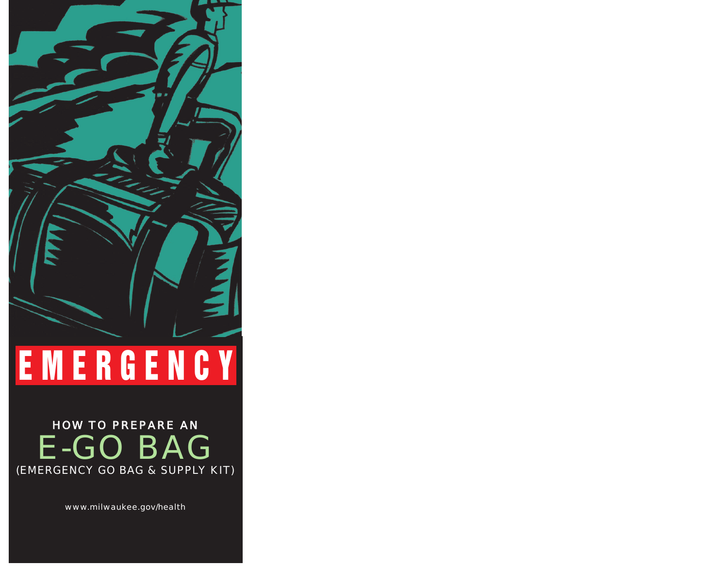# EMERGENCY

HOW TO PREPARE AN

## E-GO BAG

(EMERGENCY GO BAG & SUPPLY KIT)

www.milwaukee.gov/health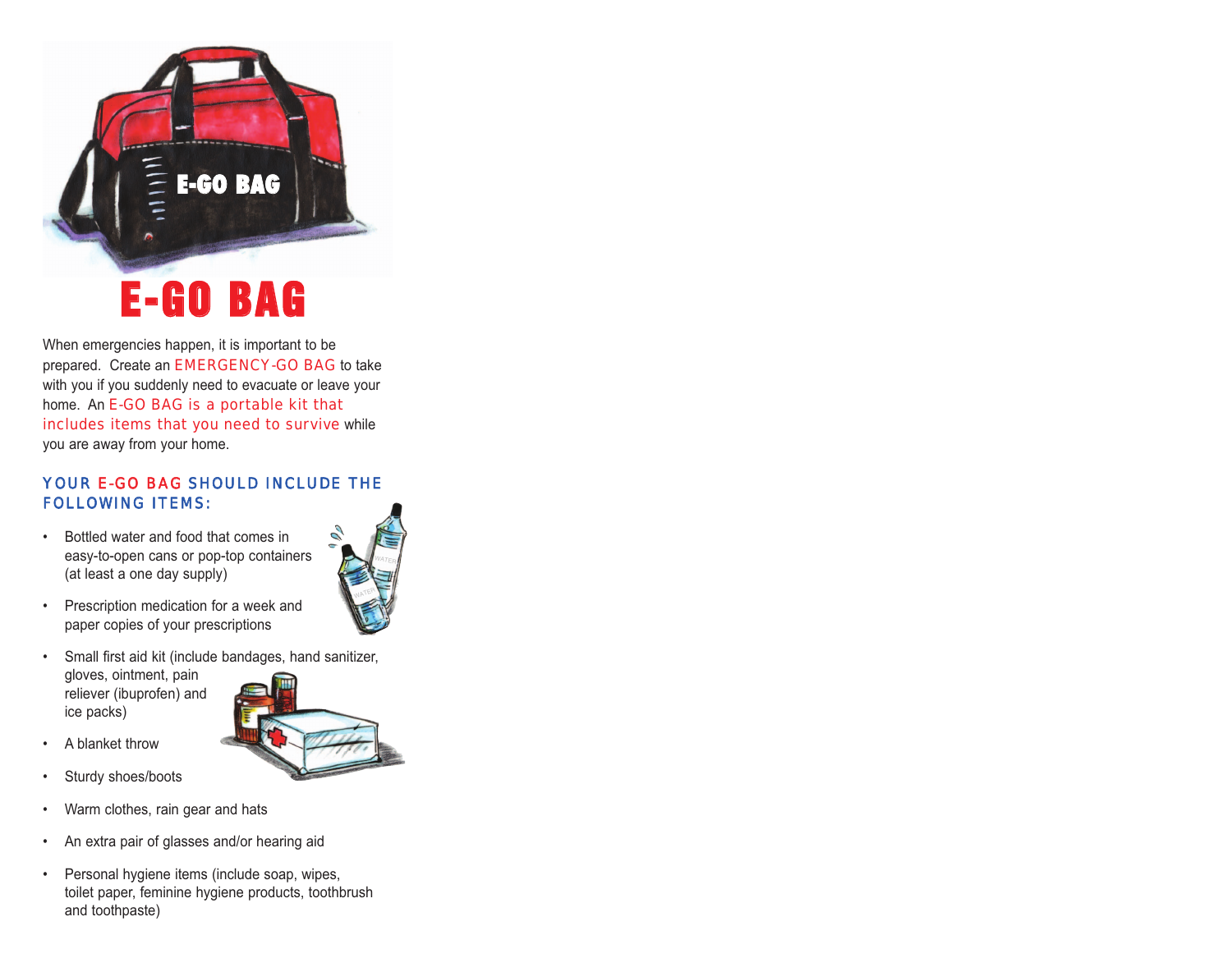# E-GO BAG

When emergencies happen, it is important to be prepared. Create an EMERGENCY-GO BAG to take with you if you suddenly need to evacuate or leave your home. An E-GO BAG is a portable kit that includes items that you need to survive while you are away from your home.

## YOUR E-GO BAG SHOULD INCLUDE THE FOLLOWING ITEMS:

- Bottled water and food that comes in easy-to-open cans or pop-top containers (at least a one day supply)
- Prescription medication for a week and paper copies of your prescriptions
- Small first aid kit (include bandages, hand sanitizer, gloves, ointment, pain reliever (ibuprofen) and ice packs)
- A blanket throw
- Sturdy shoes/boots
- Warm clothes, rain gear and hats
- An extra pair of glasses and/or hearing aid
- Personal hygiene items (include soap, wipes, toilet paper, feminine hygiene products, toothbrush and toothpaste)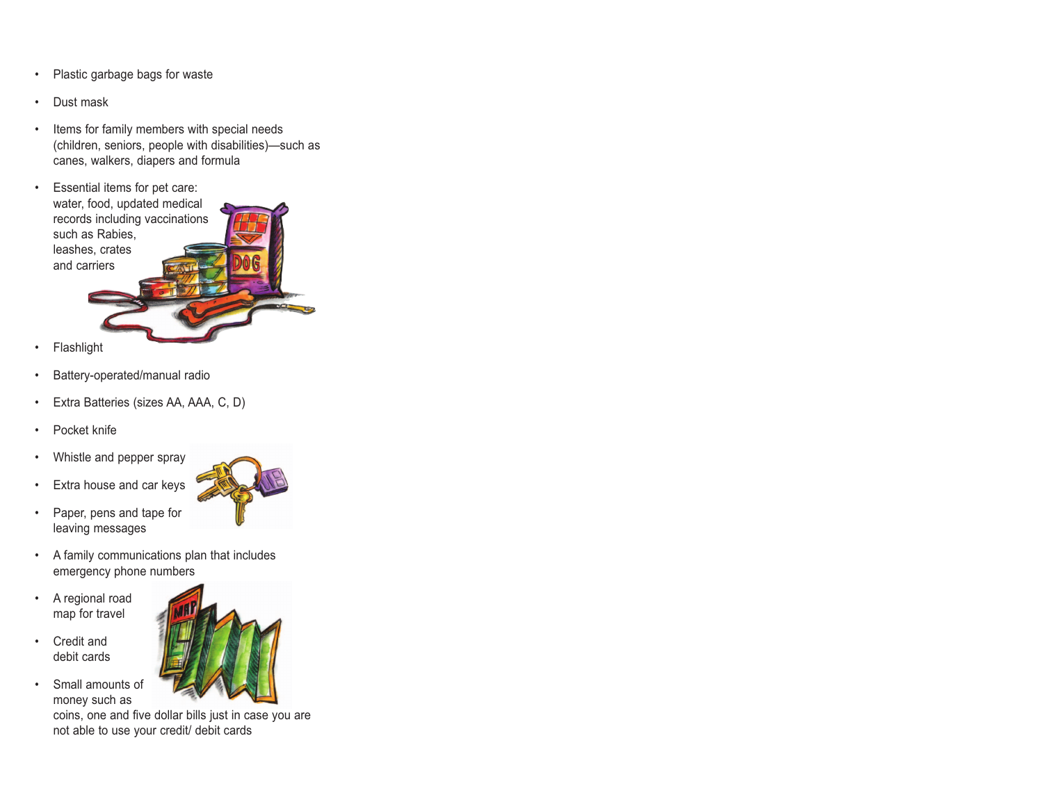- Plastic garbage bags for waste
- Dust mask
- Items for family members with special needs (children, seniors, people with disabilities)—such as canes, walkers, diapers and formula
- Essential items for pet care: water, food, updated medical records including vaccinations such as Rabies, leashes, crates and carriers
- Flashlight
- Battery-operated/manual radio
- Extra Batteries (sizes AA, AAA, C, D)
- Pocket knife
- Whistle and pepper spray
- Extra house and car keys
- Paper, pens and tape for leaving messages
- A family communications plan that includes emergency phone numbers
- A regional road map for travel
- Credit and debit cards
- Small amounts of money such as coins, one and five dollar bills just in case you are not able to use your credit/ debit cards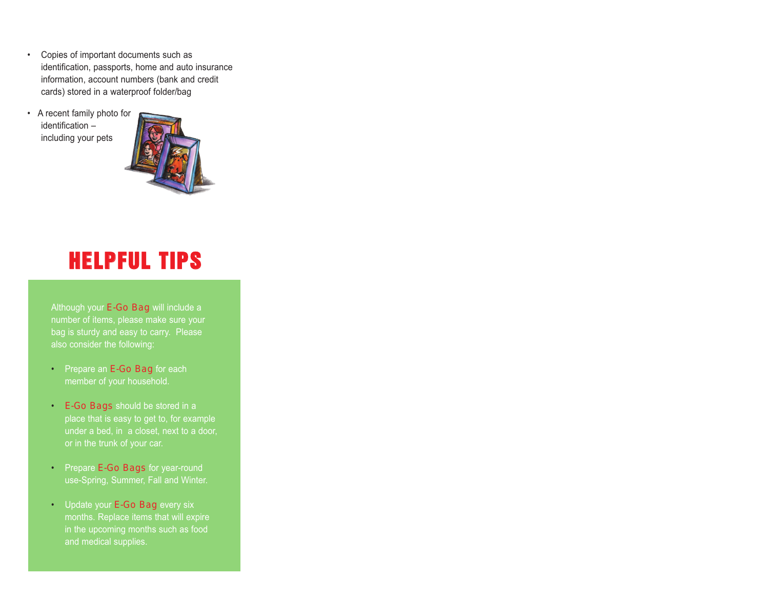- Copies of important documents such as identification, passports, home and auto insurance information, account numbers (bank and credit cards) stored in a waterproof folder/bag
- A recent family photo for identification – including your pets

## HELPFUL TIPS

Although your E-Go Bag will include a number of items, please make sure your bag is sturdy and easy to carry. Please also consider the following:

- Prepare an E-Go Bag for each member of your household.
- E-Go Bags should be stored in a place that is easy to get to, for example under a bed, in a closet, next to a door, or in the trunk of your car.
- Prepare E-Go Bags for year-round use-Spring, Summer, Fall and Winter.
- Update your E-Go Bag every six months. Replace items that will expire in the upcoming months such as food and medical supplies.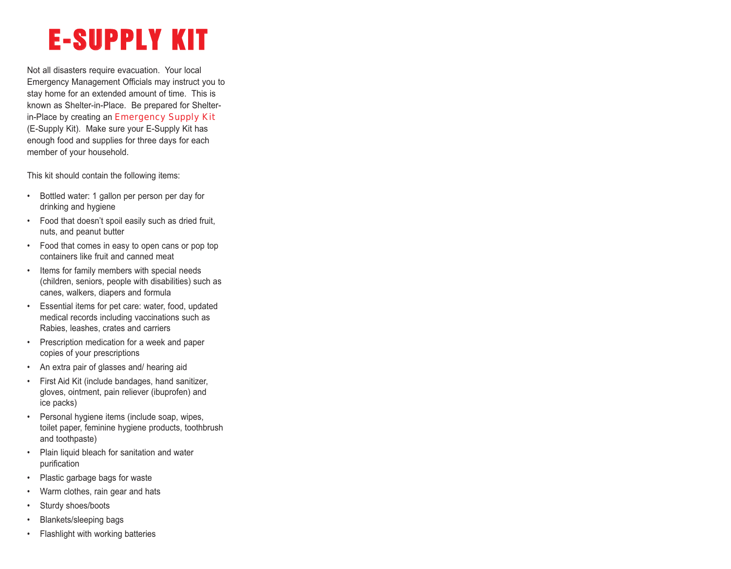# E-SUPPLY KIT

Not all disasters require evacuation. Your local Emergency Management Officials may instruct you to stay home for an extended amount of time. This is known as Shelter-in-Place. Be prepared for Shelter-in-Place by creating an Emergency Supply Kit (E-Supply Kit). Make sure your E-Supply Kit has enough food and supplies for three days for each member of your household.

This kit should contain the following items:

- Bottled water: 1 gallon per person per day for drinking and hygiene
- Food that doesn't spoil easily such as dried fruit, nuts, and peanut butter
- Food that comes in easy to open cans or pop top containers like fruit and canned meat
- Items for family members with special needs (children, seniors, people with disabilities) such as canes, walkers, diapers and formula
- Essential items for pet care: water, food, updated medical records including vaccinations such as Rabies, leashes, crates and carriers
- Prescription medication for a week and paper copies of your prescriptions
- An extra pair of glasses and/ hearing aid
- First Aid Kit (include bandages, hand sanitizer, gloves, ointment, pain reliever (ibuprofen) and ice packs)
- Personal hygiene items (include soap, wipes, toilet paper, feminine hygiene products, toothbrush and toothpaste)
- Plain liquid bleach for sanitation and water purification
- Plastic garbage bags for waste
- Warm clothes, rain gear and hats
- Sturdy shoes/boots
- Blankets/sleeping bags
- Flashlight with working batteries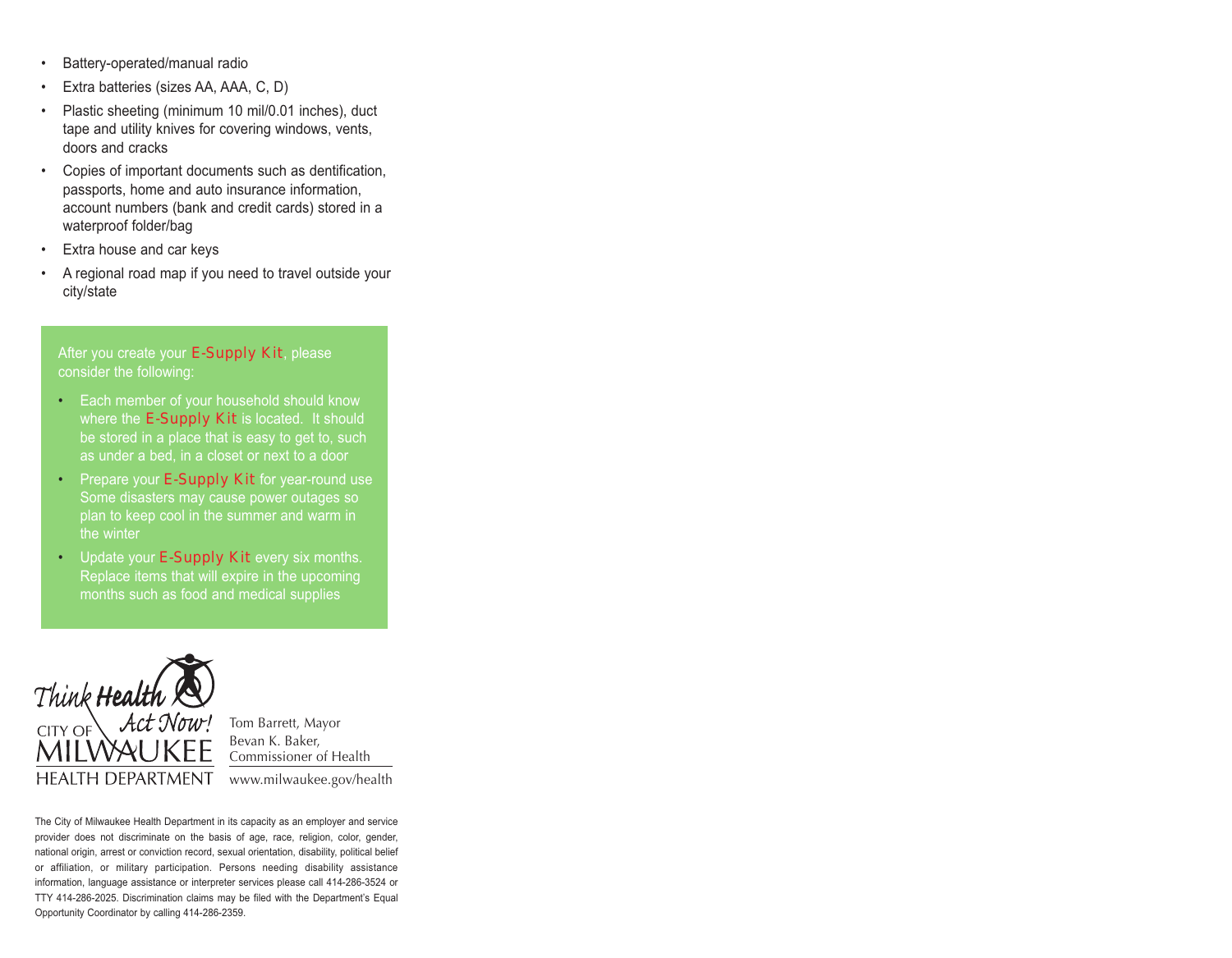- Battery-operated/manual radio
- Extra batteries (sizes AA, AAA, C, D)
- Plastic sheeting (minimum 10 mil/0.01 inches), duct tape and utility knives for covering windows, vents, doors and cracks
- Copies of important documents such as dentification, passports, home and auto insurance information, account numbers (bank and credit cards) stored in a waterproof folder/bag
- Extra house and car keys
- A regional road map if you need to travel outside your city/state

After you create your **E-Supply Kit**, please consider the following:

- Each member of your household should know where the **E-Supply Kit** is located. It should be stored in a place that is easy to get to, such as under a bed, in a closet or next to a door
- Prepare your **E-Supply Kit** for year-round use Some disasters may cause power outages so plan to keep cool in the summer and warm in the winter
- Update your **E-Supply Kit** every six months. Replace items that will expire in the upcoming months such as food and medical supplies

Think Health Act Now!
CITY OF MILWAUKEE
HEALTH DEPARTMENT

Tom Barrett, Mayor
Bevan K. Baker,
Commissioner of Health

www.milwaukee.gov/health

The City of Milwaukee Health Department in its capacity as an employer and service provider does not discriminate on the basis of age, race, religion, color, gender, national origin, arrest or conviction record, sexual orientation, disability, political belief or affiliation, or military participation. Persons needing disability assistance information, language assistance or interpreter services please call 414-286-3524 or TTY 414-286-2025. Discrimination claims may be filed with the Department's Equal Opportunity Coordinator by calling 414-286-2359.